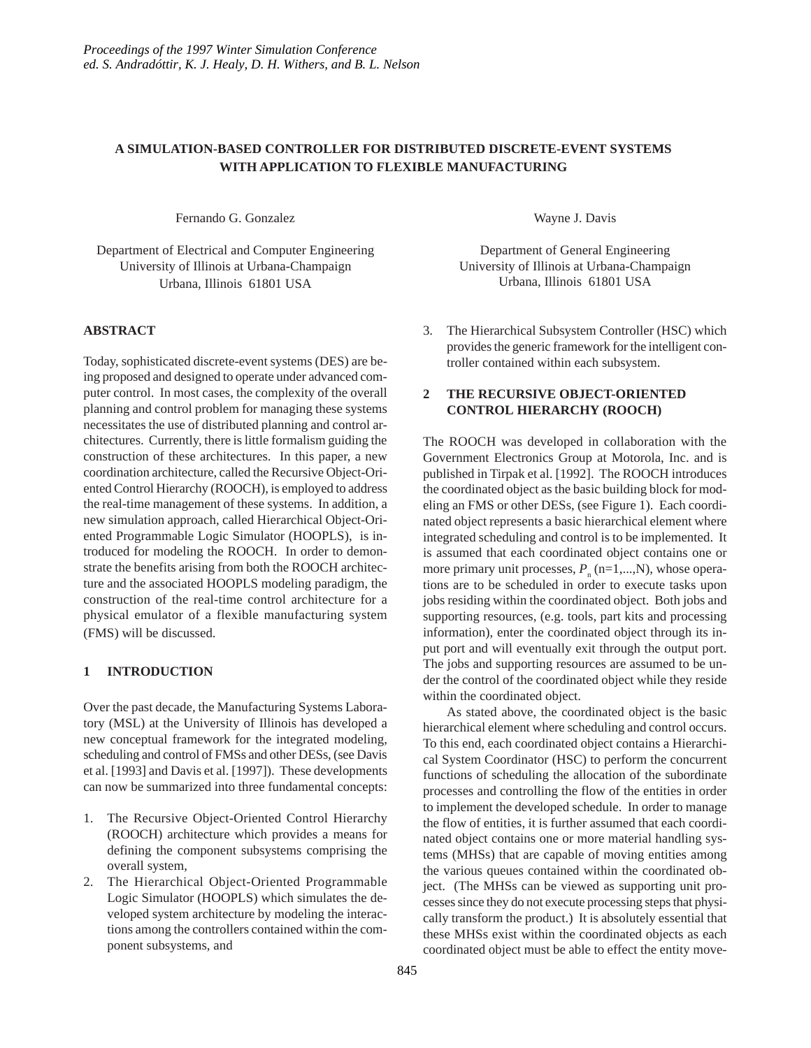# A SIMULATION-BASED CONTROLLER FOR DISTRIBUTED DISCRETE-EVENT SYSTEMS WITH APPLICATION TO FLEXIBLE MANUFACTURING

Fernando G. Gonzalez

Department of Electrical and Computer Engineering
University of Illinois at Urbana-Champaign
Urbana, Illinois 61801 USA

Wayne J. Davis

Department of General Engineering
University of Illinois at Urbana-Champaign
Urbana, Illinois 61801 USA

## ABSTRACT

Today, sophisticated discrete-event systems (DES) are being proposed and designed to operate under advanced computer control. In most cases, the complexity of the overall planning and control problem for managing these systems necessitates the use of distributed planning and control architectures. Currently, there is little formalism guiding the construction of these architectures. In this paper, a new coordination architecture, called the Recursive Object-Oriented Control Hierarchy (ROOCH), is employed to address the real-time management of these systems. In addition, a new simulation approach, called Hierarchical Object-Oriented Programmable Logic Simulator (HOOPLS), is introduced for modeling the ROOCH. In order to demonstrate the benefits arising from both the ROOCH architecture and the associated HOOPLS modeling paradigm, the construction of the real-time control architecture for a physical emulator of a flexible manufacturing system (FMS) will be discussed.

## 1 INTRODUCTION

Over the past decade, the Manufacturing Systems Laboratory (MSL) at the University of Illinois has developed a new conceptual framework for the integrated modeling, scheduling and control of FMSs and other DESs, (see Davis et al. [1993] and Davis et al. [1997]). These developments can now be summarized into three fundamental concepts:

1. The Recursive Object-Oriented Control Hierarchy (ROOCH) architecture which provides a means for defining the component subsystems comprising the overall system,
2. The Hierarchical Object-Oriented Programmable Logic Simulator (HOOPLS) which simulates the developed system architecture by modeling the interactions among the controllers contained within the component subsystems, and
3. The Hierarchical Subsystem Controller (HSC) which provides the generic framework for the intelligent controller contained within each subsystem.

## 2 THE RECURSIVE OBJECT-ORIENTED CONTROL HIERARCHY (ROOCH)

The ROOCH was developed in collaboration with the Government Electronics Group at Motorola, Inc. and is published in Tirpak et al. [1992]. The ROOCH introduces the coordinated object as the basic building block for modeling an FMS or other DESs, (see Figure 1). Each coordinated object represents a basic hierarchical element where integrated scheduling and control is to be implemented. It is assumed that each coordinated object contains one or more primary unit processes, $P_n$ (n=1,...,N), whose operations are to be scheduled in order to execute tasks upon jobs residing within the coordinated object. Both jobs and supporting resources, (e.g. tools, part kits and processing information), enter the coordinated object through its input port and will eventually exit through the output port. The jobs and supporting resources are assumed to be under the control of the coordinated object while they reside within the coordinated object.

As stated above, the coordinated object is the basic hierarchical element where scheduling and control occurs. To this end, each coordinated object contains a Hierarchical System Coordinator (HSC) to perform the concurrent functions of scheduling the allocation of the subordinate processes and controlling the flow of the entities in order to implement the developed schedule. In order to manage the flow of entities, it is further assumed that each coordinated object contains one or more material handling systems (MHSs) that are capable of moving entities among the various queues contained within the coordinated object. (The MHSs can be viewed as supporting unit processes since they do not execute processing steps that physically transform the product.) It is absolutely essential that these MHSs exist within the coordinated objects as each coordinated object must be able to effect the entity move-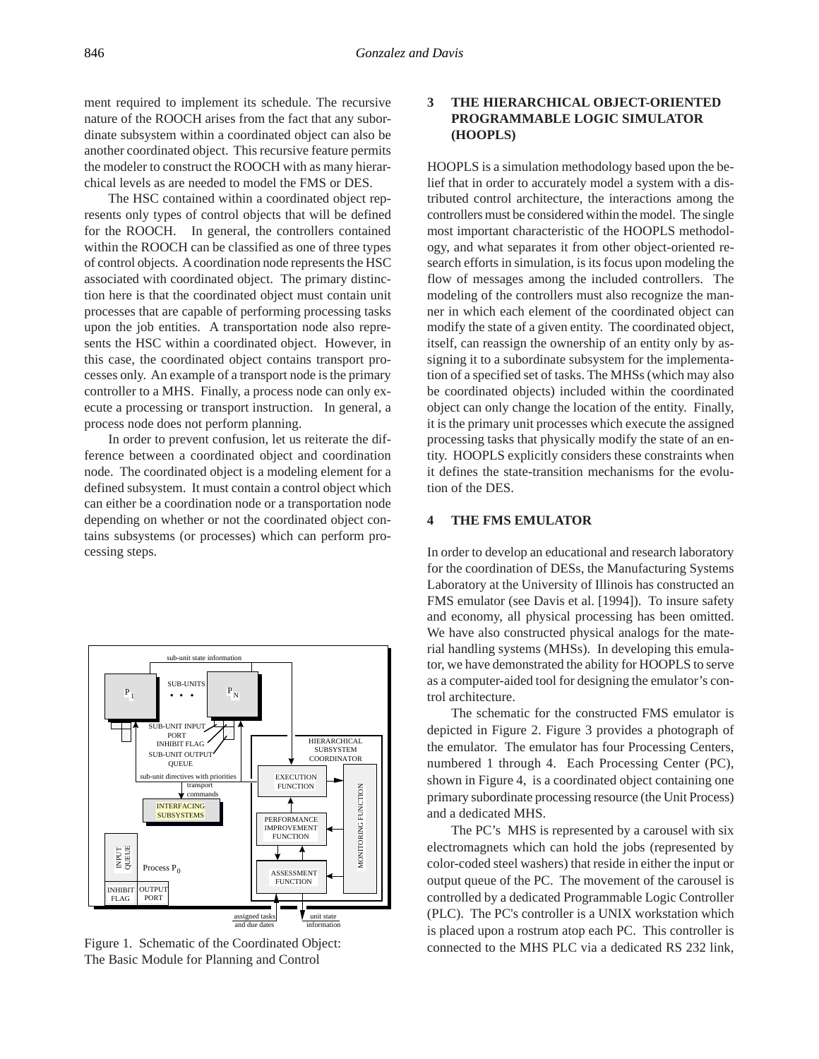ment required to implement its schedule. The recursive nature of the ROOCH arises from the fact that any subordinate subsystem within a coordinated object can also be another coordinated object. This recursive feature permits the modeler to construct the ROOCH with as many hierarchical levels as are needed to model the FMS or DES.

The HSC contained within a coordinated object represents only types of control objects that will be defined for the ROOCH. In general, the controllers contained within the ROOCH can be classified as one of three types of control objects. A coordination node represents the HSC associated with coordinated object. The primary distinction here is that the coordinated object must contain unit processes that are capable of performing processing tasks upon the job entities. A transportation node also represents the HSC within a coordinated object. However, in this case, the coordinated object contains transport processes only. An example of a transport node is the primary controller to a MHS. Finally, a process node can only execute a processing or transport instruction. In general, a process node does not perform planning.

In order to prevent confusion, let us reiterate the difference between a coordinated object and coordination node. The coordinated object is a modeling element for a defined subsystem. It must contain a control object which can either be a coordination node or a transportation node depending on whether or not the coordinated object contains subsystems (or processes) which can perform processing steps.

Figure 1. Schematic of the Coordinated Object: The Basic Module for Planning and Control

## 3 THE HIERARCHICAL OBJECT-ORIENTED PROGRAMMABLE LOGIC SIMULATOR (HOOPLS)

HOOPLS is a simulation methodology based upon the belief that in order to accurately model a system with a distributed control architecture, the interactions among the controllers must be considered within the model. The single most important characteristic of the HOOPLS methodology, and what separates it from other object-oriented research efforts in simulation, is its focus upon modeling the flow of messages among the included controllers. The modeling of the controllers must also recognize the manner in which each element of the coordinated object can modify the state of a given entity. The coordinated object, itself, can reassign the ownership of an entity only by assigning it to a subordinate subsystem for the implementation of a specified set of tasks. The MHSs (which may also be coordinated objects) included within the coordinated object can only change the location of the entity. Finally, it is the primary unit processes which execute the assigned processing tasks that physically modify the state of an entity. HOOPLS explicitly considers these constraints when it defines the state-transition mechanisms for the evolution of the DES.

## 4 THE FMS EMULATOR

In order to develop an educational and research laboratory for the coordination of DESs, the Manufacturing Systems Laboratory at the University of Illinois has constructed an FMS emulator (see Davis et al. [1994]). To insure safety and economy, all physical processing has been omitted. We have also constructed physical analogs for the material handling systems (MHSs). In developing this emulator, we have demonstrated the ability for HOOPLS to serve as a computer-aided tool for designing the emulator's control architecture.

The schematic for the constructed FMS emulator is depicted in Figure 2. Figure 3 provides a photograph of the emulator. The emulator has four Processing Centers, numbered 1 through 4. Each Processing Center (PC), shown in Figure 4, is a coordinated object containing one primary subordinate processing resource (the Unit Process) and a dedicated MHS.

The PC's MHS is represented by a carousel with six electromagnets which can hold the jobs (represented by color-coded steel washers) that reside in either the input or output queue of the PC. The movement of the carousel is controlled by a dedicated Programmable Logic Controller (PLC). The PC's controller is a UNIX workstation which is placed upon a rostrum atop each PC. This controller is connected to the MHS PLC via a dedicated RS 232 link,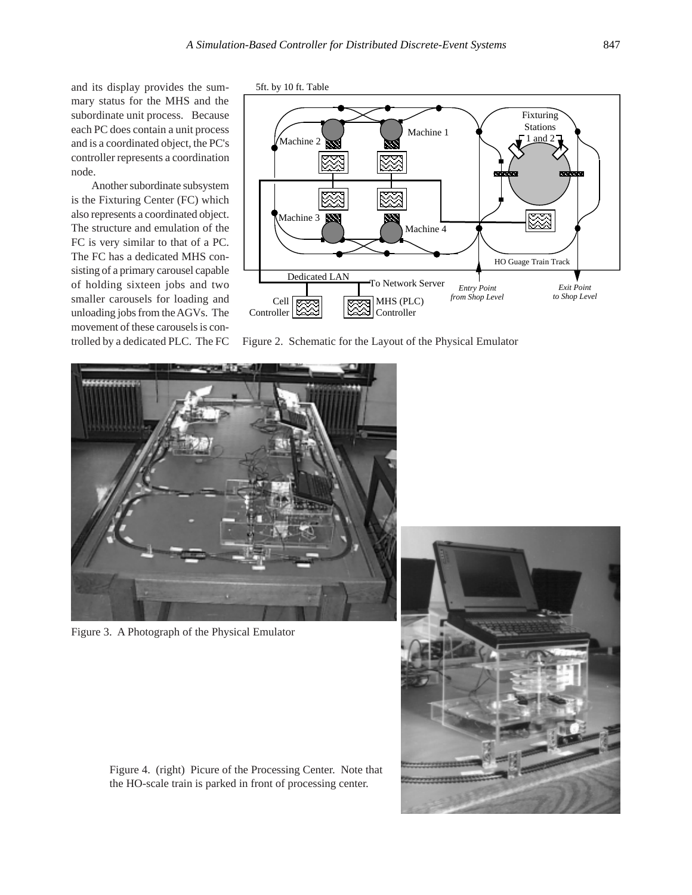and its display provides the summary status for the MHS and the subordinate unit process. Because each PC does contain a unit process and is a coordinated object, the PC's controller represents a coordination node.

Another subordinate subsystem is the Fixturing Center (FC) which also represents a coordinated object. The structure and emulation of the FC is very similar to that of a PC. The FC has a dedicated MHS consisting of a primary carousel capable of holding sixteen jobs and two smaller carousels for loading and unloading jobs from the AGVs. The movement of these carousels is controlled by a dedicated PLC. The FC

Figure 2. Schematic for the Layout of the Physical Emulator

Figure 3. A Photograph of the Physical Emulator

Figure 4. (right) Picure of the Processing Center. Note that the HO-scale train is parked in front of processing center.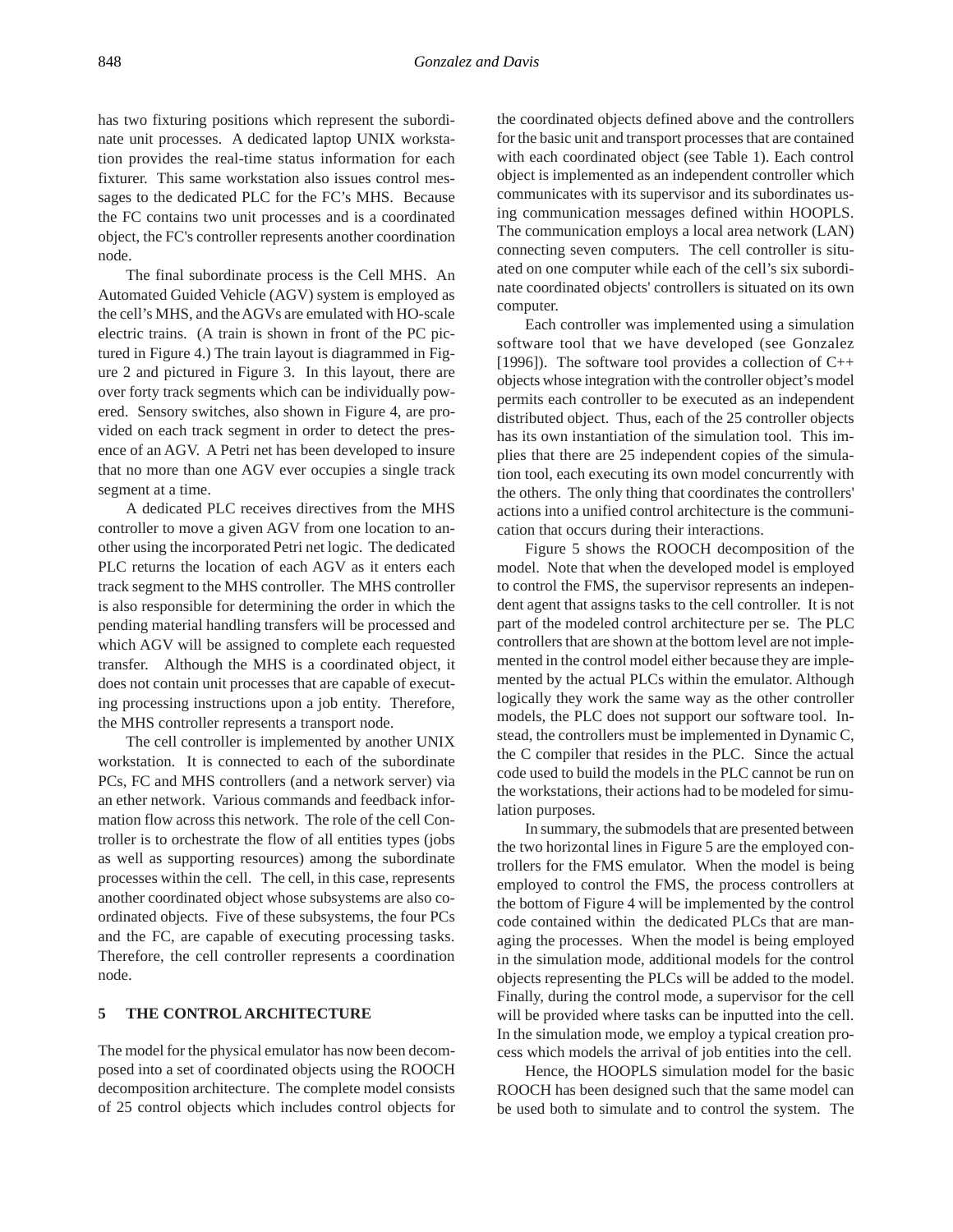has two fixturing positions which represent the subordinate unit processes. A dedicated laptop UNIX workstation provides the real-time status information for each fixturer. This same workstation also issues control messages to the dedicated PLC for the FC's MHS. Because the FC contains two unit processes and is a coordinated object, the FC's controller represents another coordination node.

The final subordinate process is the Cell MHS. An Automated Guided Vehicle (AGV) system is employed as the cell's MHS, and the AGVs are emulated with HO-scale electric trains. (A train is shown in front of the PC pictured in Figure 4.) The train layout is diagrammed in Figure 2 and pictured in Figure 3. In this layout, there are over forty track segments which can be individually powered. Sensory switches, also shown in Figure 4, are provided on each track segment in order to detect the presence of an AGV. A Petri net has been developed to insure that no more than one AGV ever occupies a single track segment at a time.

A dedicated PLC receives directives from the MHS controller to move a given AGV from one location to another using the incorporated Petri net logic. The dedicated PLC returns the location of each AGV as it enters each track segment to the MHS controller. The MHS controller is also responsible for determining the order in which the pending material handling transfers will be processed and which AGV will be assigned to complete each requested transfer. Although the MHS is a coordinated object, it does not contain unit processes that are capable of executing processing instructions upon a job entity. Therefore, the MHS controller represents a transport node.

The cell controller is implemented by another UNIX workstation. It is connected to each of the subordinate PCs, FC and MHS controllers (and a network server) via an ether network. Various commands and feedback information flow across this network. The role of the cell Controller is to orchestrate the flow of all entities types (jobs as well as supporting resources) among the subordinate processes within the cell. The cell, in this case, represents another coordinated object whose subsystems are also coordinated objects. Five of these subsystems, the four PCs and the FC, are capable of executing processing tasks. Therefore, the cell controller represents a coordination node.

## 5 THE CONTROL ARCHITECTURE

The model for the physical emulator has now been decomposed into a set of coordinated objects using the ROOCH decomposition architecture. The complete model consists of 25 control objects which includes control objects for the coordinated objects defined above and the controllers for the basic unit and transport processes that are contained with each coordinated object (see Table 1). Each control object is implemented as an independent controller which communicates with its supervisor and its subordinates using communication messages defined within HOOPLS. The communication employs a local area network (LAN) connecting seven computers. The cell controller is situated on one computer while each of the cell's six subordinate coordinated objects' controllers is situated on its own computer.

Each controller was implemented using a simulation software tool that we have developed (see Gonzalez [1996]). The software tool provides a collection of C++ objects whose integration with the controller object's model permits each controller to be executed as an independent distributed object. Thus, each of the 25 controller objects has its own instantiation of the simulation tool. This implies that there are 25 independent copies of the simulation tool, each executing its own model concurrently with the others. The only thing that coordinates the controllers' actions into a unified control architecture is the communication that occurs during their interactions.

Figure 5 shows the ROOCH decomposition of the model. Note that when the developed model is employed to control the FMS, the supervisor represents an independent agent that assigns tasks to the cell controller. It is not part of the modeled control architecture per se. The PLC controllers that are shown at the bottom level are not implemented in the control model either because they are implemented by the actual PLCs within the emulator. Although logically they work the same way as the other controller models, the PLC does not support our software tool. Instead, the controllers must be implemented in Dynamic C, the C compiler that resides in the PLC. Since the actual code used to build the models in the PLC cannot be run on the workstations, their actions had to be modeled for simulation purposes.

In summary, the submodels that are presented between the two horizontal lines in Figure 5 are the employed controllers for the FMS emulator. When the model is being employed to control the FMS, the process controllers at the bottom of Figure 4 will be implemented by the control code contained within the dedicated PLCs that are managing the processes. When the model is being employed in the simulation mode, additional models for the control objects representing the PLCs will be added to the model. Finally, during the control mode, a supervisor for the cell will be provided where tasks can be inputted into the cell. In the simulation mode, we employ a typical creation process which models the arrival of job entities into the cell.

Hence, the HOOPLS simulation model for the basic ROOCH has been designed such that the same model can be used both to simulate and to control the system. The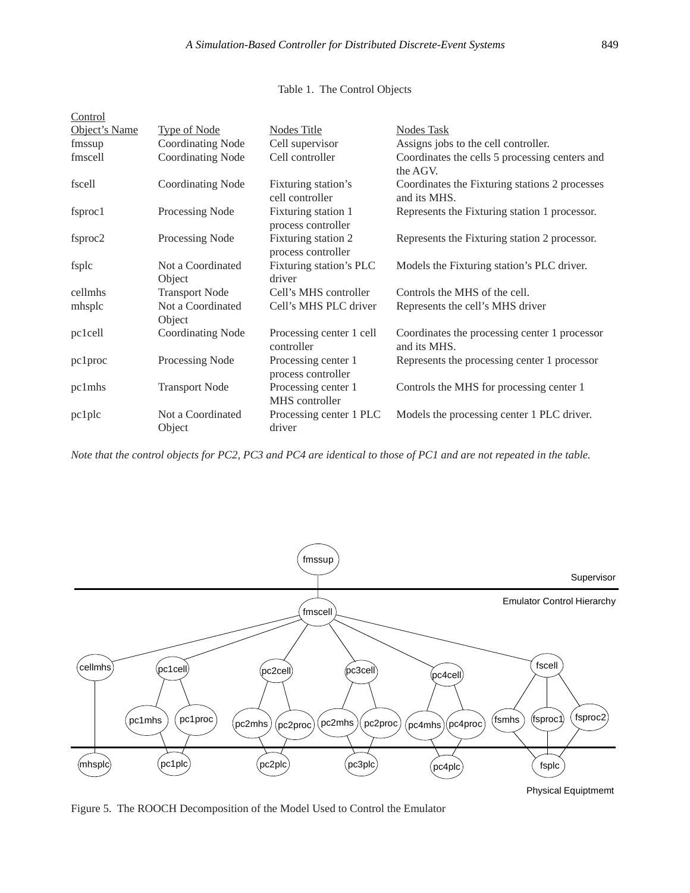Table 1. The Control Objects

| Control Object's Name | Type of Node | Nodes Title | Nodes Task |
|---|---|---|---|
| fmssup | Coordinating Node | Cell supervisor | Assigns jobs to the cell controller. |
| fmscell | Coordinating Node | Cell controller | Coordinates the cells 5 processing centers and the AGV. |
| fscell | Coordinating Node | Fixturing station's cell controller | Coordinates the Fixturing stations 2 processes and its MHS. |
| fsproc1 | Processing Node | Fixturing station 1 process controller | Represents the Fixturing station 1 processor. |
| fsproc2 | Processing Node | Fixturing station 2 process controller | Represents the Fixturing station 2 processor. |
| fsplc | Not a Coordinated Object | Fixturing station's PLC driver | Models the Fixturing station's PLC driver. |
| cellmhs | Transport Node | Cell's MHS controller | Controls the MHS of the cell. |
| mhsplc | Not a Coordinated Object | Cell's MHS PLC driver | Represents the cell's MHS driver |
| pc1cell | Coordinating Node | Processing center 1 cell controller | Coordinates the processing center 1 processor and its MHS. |
| pc1proc | Processing Node | Processing center 1 process controller | Represents the processing center 1 processor |
| pc1mhs | Transport Node | Processing center 1 MHS controller | Controls the MHS for processing center 1 |
| pc1plc | Not a Coordinated Object | Processing center 1 PLC driver | Models the processing center 1 PLC driver. |

*Note that the control objects for PC2, PC3 and PC4 are identical to those of PC1 and are not repeated in the table.*

Figure 5. The ROOCH Decomposition of the Model Used to Control the Emulator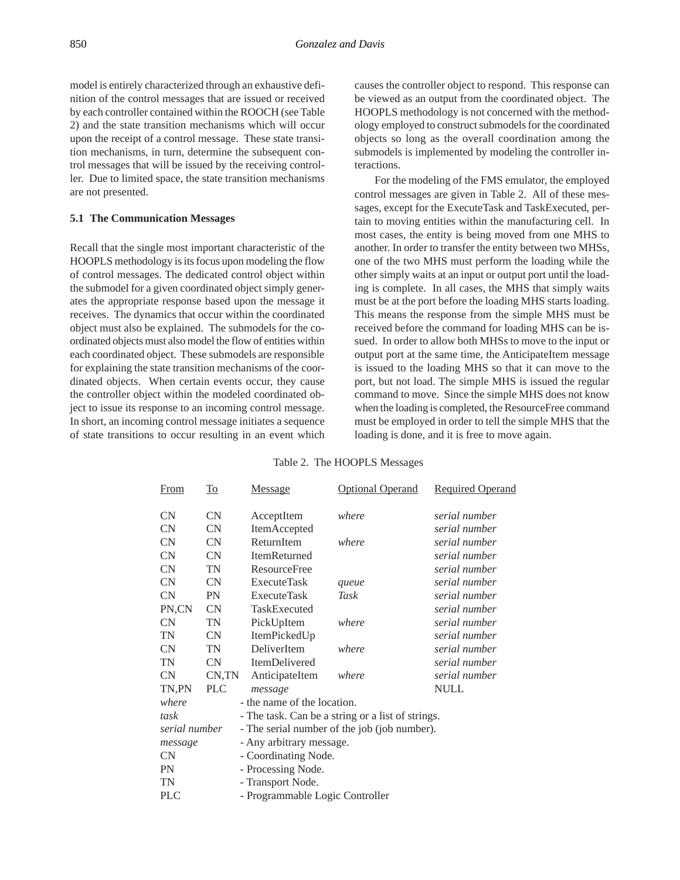model is entirely characterized through an exhaustive definition of the control messages that are issued or received by each controller contained within the ROOCH (see Table 2) and the state transition mechanisms which will occur upon the receipt of a control message. These state transition mechanisms, in turn, determine the subsequent control messages that will be issued by the receiving controller. Due to limited space, the state transition mechanisms are not presented.

### 5.1 The Communication Messages

Recall that the single most important characteristic of the HOOPLS methodology is its focus upon modeling the flow of control messages. The dedicated control object within the submodel for a given coordinated object simply generates the appropriate response based upon the message it receives. The dynamics that occur within the coordinated object must also be explained. The submodels for the coordinated objects must also model the flow of entities within each coordinated object. These submodels are responsible for explaining the state transition mechanisms of the coordinated objects. When certain events occur, they cause the controller object within the modeled coordinated object to issue its response to an incoming control message. In short, an incoming control message initiates a sequence of state transitions to occur resulting in an event which causes the controller object to respond. This response can be viewed as an output from the coordinated object. The HOOPLS methodology is not concerned with the methodology employed to construct submodels for the coordinated objects so long as the overall coordination among the submodels is implemented by modeling the controller interactions.

For the modeling of the FMS emulator, the employed control messages are given in Table 2. All of these messages, except for the ExecuteTask and TaskExecuted, pertain to moving entities within the manufacturing cell. In most cases, the entity is being moved from one MHS to another. In order to transfer the entity between two MHSs, one of the two MHS must perform the loading while the other simply waits at an input or output port until the loading is complete. In all cases, the MHS that simply waits must be at the port before the loading MHS starts loading. This means the response from the simple MHS must be received before the command for loading MHS can be issued. In order to allow both MHSs to move to the input or output port at the same time, the AnticipateItem message is issued to the loading MHS so that it can move to the port, but not load. The simple MHS is issued the regular command to move. Since the simple MHS does not know when the loading is completed, the ResourceFree command must be employed in order to tell the simple MHS that the loading is done, and it is free to move again.

Table 2. The HOOPLS Messages

| From | To | Message | Optional Operand | Required Operand |
|---|---|---|---|---|
| CN | CN | AcceptItem | *where* | *serial number* |
| CN | CN | ItemAccepted | | *serial number* |
| CN | CN | ReturnItem | *where* | *serial number* |
| CN | CN | ItemReturned | | *serial number* |
| CN | TN | ResourceFree | | *serial number* |
| CN | CN | ExecuteTask | *queue* | *serial number* |
| CN | PN | ExecuteTask | *Task* | *serial number* |
| PN,CN | CN | TaskExecuted | | *serial number* |
| CN | TN | PickUpItem | *where* | *serial number* |
| TN | CN | ItemPickedUp | | *serial number* |
| CN | TN | DeliverItem | *where* | *serial number* |
| TN | CN | ItemDelivered | | *serial number* |
| CN | CN,TN | AnticipateItem | *where* | *serial number* |
| TN,PN | PLC | *message* | | NULL |

*where* - the name of the location.
*task* - The task. Can be a string or a list of strings.
*serial number* - The serial number of the job (job number).
*message* - Any arbitrary message.
CN - Coordinating Node.
PN - Processing Node.
TN - Transport Node.
PLC - Programmable Logic Controller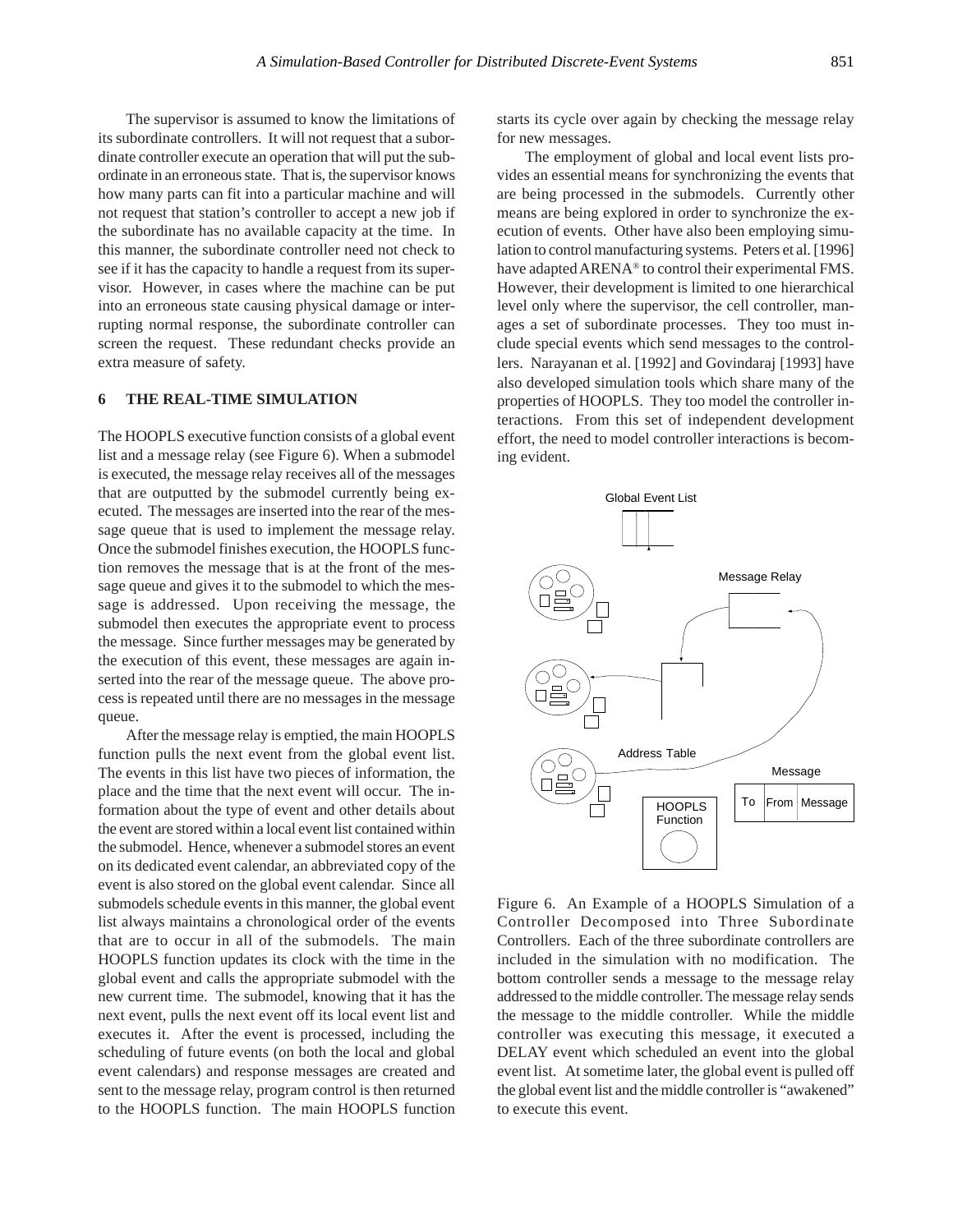The supervisor is assumed to know the limitations of its subordinate controllers. It will not request that a subordinate controller execute an operation that will put the subordinate in an erroneous state. That is, the supervisor knows how many parts can fit into a particular machine and will not request that station's controller to accept a new job if the subordinate has no available capacity at the time. In this manner, the subordinate controller need not check to see if it has the capacity to handle a request from its supervisor. However, in cases where the machine can be put into an erroneous state causing physical damage or interrupting normal response, the subordinate controller can screen the request. These redundant checks provide an extra measure of safety.

## 6 THE REAL-TIME SIMULATION

The HOOPLS executive function consists of a global event list and a message relay (see Figure 6). When a submodel is executed, the message relay receives all of the messages that are outputted by the submodel currently being executed. The messages are inserted into the rear of the message queue that is used to implement the message relay. Once the submodel finishes execution, the HOOPLS function removes the message that is at the front of the message queue and gives it to the submodel to which the message is addressed. Upon receiving the message, the submodel then executes the appropriate event to process the message. Since further messages may be generated by the execution of this event, these messages are again inserted into the rear of the message queue. The above process is repeated until there are no messages in the message queue.

After the message relay is emptied, the main HOOPLS function pulls the next event from the global event list. The events in this list have two pieces of information, the place and the time that the next event will occur. The information about the type of event and other details about the event are stored within a local event list contained within the submodel. Hence, whenever a submodel stores an event on its dedicated event calendar, an abbreviated copy of the event is also stored on the global event calendar. Since all submodels schedule events in this manner, the global event list always maintains a chronological order of the events that are to occur in all of the submodels. The main HOOPLS function updates its clock with the time in the global event and calls the appropriate submodel with the new current time. The submodel, knowing that it has the next event, pulls the next event off its local event list and executes it. After the event is processed, including the scheduling of future events (on both the local and global event calendars) and response messages are created and sent to the message relay, program control is then returned to the HOOPLS function. The main HOOPLS function starts its cycle over again by checking the message relay for new messages.

The employment of global and local event lists provides an essential means for synchronizing the events that are being processed in the submodels. Currently other means are being explored in order to synchronize the execution of events. Other have also been employing simulation to control manufacturing systems. Peters et al. [1996] have adapted ARENA® to control their experimental FMS. However, their development is limited to one hierarchical level only where the supervisor, the cell controller, manages a set of subordinate processes. They too must include special events which send messages to the controllers. Narayanan et al. [1992] and Govindaraj [1993] have also developed simulation tools which share many of the properties of HOOPLS. They too model the controller interactions. From this set of independent development effort, the need to model controller interactions is becoming evident.

Figure 6. An Example of a HOOPLS Simulation of a Controller Decomposed into Three Subordinate Controllers. Each of the three subordinate controllers are included in the simulation with no modification. The bottom controller sends a message to the message relay addressed to the middle controller. The message relay sends the message to the middle controller. While the middle controller was executing this message, it executed a DELAY event which scheduled an event into the global event list. At sometime later, the global event is pulled off the global event list and the middle controller is "awakened" to execute this event.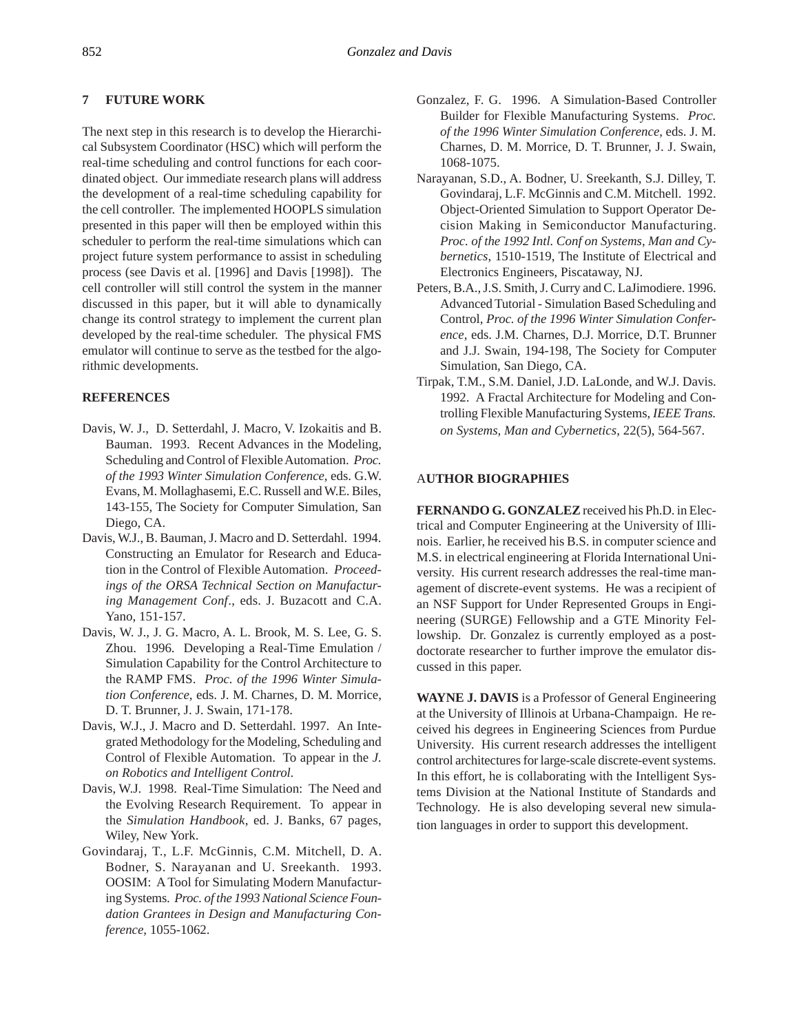## 7 FUTURE WORK

The next step in this research is to develop the Hierarchical Subsystem Coordinator (HSC) which will perform the real-time scheduling and control functions for each coordinated object. Our immediate research plans will address the development of a real-time scheduling capability for the cell controller. The implemented HOOPLS simulation presented in this paper will then be employed within this scheduler to perform the real-time simulations which can project future system performance to assist in scheduling process (see Davis et al. [1996] and Davis [1998]). The cell controller will still control the system in the manner discussed in this paper, but it will able to dynamically change its control strategy to implement the current plan developed by the real-time scheduler. The physical FMS emulator will continue to serve as the testbed for the algorithmic developments.

## REFERENCES

Davis, W. J., D. Setterdahl, J. Macro, V. Izokaitis and B. Bauman. 1993. Recent Advances in the Modeling, Scheduling and Control of Flexible Automation. *Proc. of the 1993 Winter Simulation Conference*, eds. G.W. Evans, M. Mollaghasemi, E.C. Russell and W.E. Biles, 143-155, The Society for Computer Simulation, San Diego, CA.

Davis, W.J., B. Bauman, J. Macro and D. Setterdahl. 1994. Constructing an Emulator for Research and Education in the Control of Flexible Automation. *Proceedings of the ORSA Technical Section on Manufacturing Management Conf*., eds. J. Buzacott and C.A. Yano, 151-157.

Davis, W. J., J. G. Macro, A. L. Brook, M. S. Lee, G. S. Zhou. 1996. Developing a Real-Time Emulation / Simulation Capability for the Control Architecture to the RAMP FMS. *Proc. of the 1996 Winter Simulation Conference*, eds. J. M. Charnes, D. M. Morrice, D. T. Brunner, J. J. Swain, 171-178.

Davis, W.J., J. Macro and D. Setterdahl. 1997. An Integrated Methodology for the Modeling, Scheduling and Control of Flexible Automation. To appear in the *J. on Robotics and Intelligent Control.*

Davis, W.J. 1998. Real-Time Simulation: The Need and the Evolving Research Requirement. To appear in the *Simulation Handbook*, ed. J. Banks, 67 pages, Wiley, New York.

Govindaraj, T., L.F. McGinnis, C.M. Mitchell, D. A. Bodner, S. Narayanan and U. Sreekanth. 1993. OOSIM: A Tool for Simulating Modern Manufacturing Systems. *Proc. of the 1993 National Science Foundation Grantees in Design and Manufacturing Conference*, 1055-1062.

Gonzalez, F. G. 1996. A Simulation-Based Controller Builder for Flexible Manufacturing Systems. *Proc. of the 1996 Winter Simulation Conference*, eds. J. M. Charnes, D. M. Morrice, D. T. Brunner, J. J. Swain, 1068-1075.

Narayanan, S.D., A. Bodner, U. Sreekanth, S.J. Dilley, T. Govindaraj, L.F. McGinnis and C.M. Mitchell. 1992. Object-Oriented Simulation to Support Operator Decision Making in Semiconductor Manufacturing. *Proc. of the 1992 Intl. Conf on Systems, Man and Cybernetics*, 1510-1519, The Institute of Electrical and Electronics Engineers, Piscataway, NJ.

Peters, B.A., J.S. Smith, J. Curry and C. LaJimodiere. 1996. Advanced Tutorial - Simulation Based Scheduling and Control, *Proc. of the 1996 Winter Simulation Conference*, eds. J.M. Charnes, D.J. Morrice, D.T. Brunner and J.J. Swain, 194-198, The Society for Computer Simulation, San Diego, CA.

Tirpak, T.M., S.M. Daniel, J.D. LaLonde, and W.J. Davis. 1992. A Fractal Architecture for Modeling and Controlling Flexible Manufacturing Systems, *IEEE Trans. on Systems, Man and Cybernetics*, 22(5), 564-567.

## AUTHOR BIOGRAPHIES

**FERNANDO G. GONZALEZ** received his Ph.D. in Electrical and Computer Engineering at the University of Illinois. Earlier, he received his B.S. in computer science and M.S. in electrical engineering at Florida International University. His current research addresses the real-time management of discrete-event systems. He was a recipient of an NSF Support for Under Represented Groups in Engineering (SURGE) Fellowship and a GTE Minority Fellowship. Dr. Gonzalez is currently employed as a post-doctorate researcher to further improve the emulator discussed in this paper.

**WAYNE J. DAVIS** is a Professor of General Engineering at the University of Illinois at Urbana-Champaign. He received his degrees in Engineering Sciences from Purdue University. His current research addresses the intelligent control architectures for large-scale discrete-event systems. In this effort, he is collaborating with the Intelligent Systems Division at the National Institute of Standards and Technology. He is also developing several new simulation languages in order to support this development.